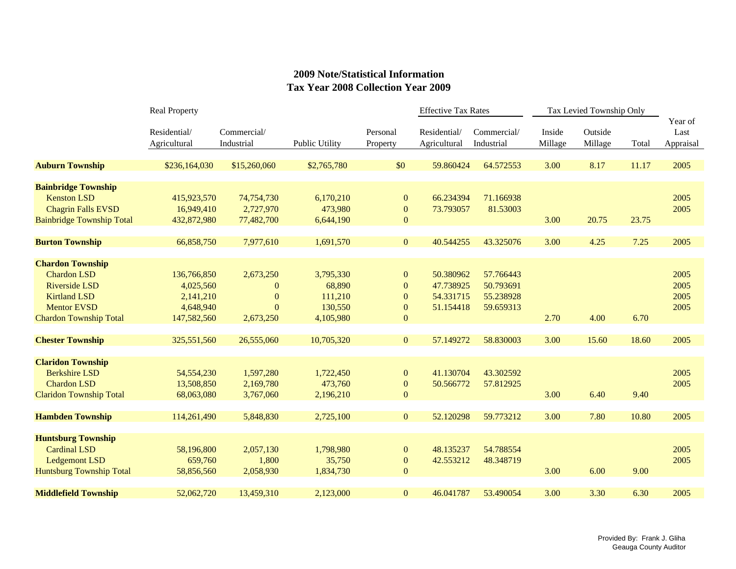## 2009 Note/Statistical Information
## Tax Year 2008 Collection Year 2009

| | Real Property | | | | Effective Tax Rates | | Tax Levied Township Only | | | |
|---|---|---|---|---|---|---|---|---|---|---|
| | Residential/ Agricultural | Commercial/ Industrial | Public Utility | Personal Property | Residential/ Agricultural | Commercial/ Industrial | Inside Millage | Outside Millage | Total | Year of Last Appraisal |
| **Auburn Township** | $236,164,030 | $15,260,060 | $2,765,780 | $0 | 59.860424 | 64.572553 | 3.00 | 8.17 | 11.17 | 2005 |
| **Bainbridge Township** | | | | | | | | | | |
| Kenston LSD | 415,923,570 | 74,754,730 | 6,170,210 | 0 | 66.234394 | 71.166938 | | | | 2005 |
| Chagrin Falls EVSD | 16,949,410 | 2,727,970 | 473,980 | 0 | 73.793057 | 81.53003 | | | | 2005 |
| Bainbridge Township Total | 432,872,980 | 77,482,700 | 6,644,190 | 0 | | | 3.00 | 20.75 | 23.75 | |
| **Burton Township** | 66,858,750 | 7,977,610 | 1,691,570 | 0 | 40.544255 | 43.325076 | 3.00 | 4.25 | 7.25 | 2005 |
| **Chardon Township** | | | | | | | | | | |
| Chardon LSD | 136,766,850 | 2,673,250 | 3,795,330 | 0 | 50.380962 | 57.766443 | | | | 2005 |
| Riverside LSD | 4,025,560 | 0 | 68,890 | 0 | 47.738925 | 50.793691 | | | | 2005 |
| Kirtland LSD | 2,141,210 | 0 | 111,210 | 0 | 54.331715 | 55.238928 | | | | 2005 |
| Mentor EVSD | 4,648,940 | 0 | 130,550 | 0 | 51.154418 | 59.659313 | | | | 2005 |
| Chardon Township Total | 147,582,560 | 2,673,250 | 4,105,980 | 0 | | | 2.70 | 4.00 | 6.70 | |
| **Chester Township** | 325,551,560 | 26,555,060 | 10,705,320 | 0 | 57.149272 | 58.830003 | 3.00 | 15.60 | 18.60 | 2005 |
| **Claridon Township** | | | | | | | | | | |
| Berkshire LSD | 54,554,230 | 1,597,280 | 1,722,450 | 0 | 41.130704 | 43.302592 | | | | 2005 |
| Chardon LSD | 13,508,850 | 2,169,780 | 473,760 | 0 | 50.566772 | 57.812925 | | | | 2005 |
| Claridon Township Total | 68,063,080 | 3,767,060 | 2,196,210 | 0 | | | 3.00 | 6.40 | 9.40 | |
| **Hambden Township** | 114,261,490 | 5,848,830 | 2,725,100 | 0 | 52.120298 | 59.773212 | 3.00 | 7.80 | 10.80 | 2005 |
| **Huntsburg Township** | | | | | | | | | | |
| Cardinal LSD | 58,196,800 | 2,057,130 | 1,798,980 | 0 | 48.135237 | 54.788554 | | | | 2005 |
| Ledgemont LSD | 659,760 | 1,800 | 35,750 | 0 | 42.553212 | 48.348719 | | | | 2005 |
| Huntsburg Township Total | 58,856,560 | 2,058,930 | 1,834,730 | 0 | | | 3.00 | 6.00 | 9.00 | |
| **Middlefield Township** | 52,062,720 | 13,459,310 | 2,123,000 | 0 | 46.041787 | 53.490054 | 3.00 | 3.30 | 6.30 | 2005 |

Provided By: Frank J. Gliha
Geauga County Auditor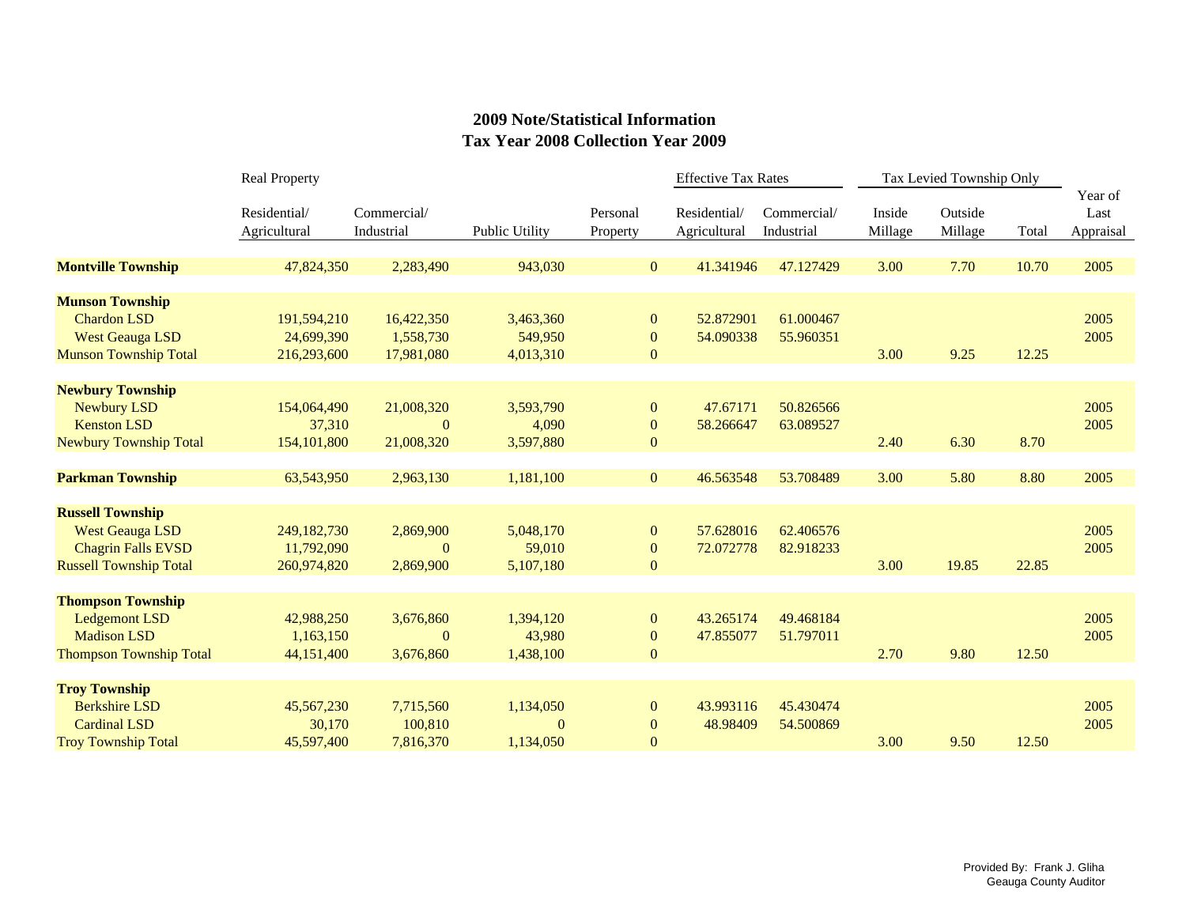## 2009 Note/Statistical Information
## Tax Year 2008 Collection Year 2009

| | Real Property | | | | Effective Tax Rates | | Tax Levied Township Only | | | |
|---|---|---|---|---|---|---|---|---|---|---|
| | Residential/ Agricultural | Commercial/ Industrial | Public Utility | Personal Property | Residential/ Agricultural | Commercial/ Industrial | Inside Millage | Outside Millage | Total | Year of Last Appraisal |
| **Montville Township** | 47,824,350 | 2,283,490 | 943,030 | 0 | 41.341946 | 47.127429 | 3.00 | 7.70 | 10.70 | 2005 |
| **Munson Township** | | | | | | | | | | |
| Chardon LSD | 191,594,210 | 16,422,350 | 3,463,360 | 0 | 52.872901 | 61.000467 | | | | 2005 |
| West Geauga LSD | 24,699,390 | 1,558,730 | 549,950 | 0 | 54.090338 | 55.960351 | | | | 2005 |
| Munson Township Total | 216,293,600 | 17,981,080 | 4,013,310 | 0 | | | 3.00 | 9.25 | 12.25 | |
| **Newbury Township** | | | | | | | | | | |
| Newbury LSD | 154,064,490 | 21,008,320 | 3,593,790 | 0 | 47.67171 | 50.826566 | | | | 2005 |
| Kenston LSD | 37,310 | 0 | 4,090 | 0 | 58.266647 | 63.089527 | | | | 2005 |
| Newbury Township Total | 154,101,800 | 21,008,320 | 3,597,880 | 0 | | | 2.40 | 6.30 | 8.70 | |
| **Parkman Township** | 63,543,950 | 2,963,130 | 1,181,100 | 0 | 46.563548 | 53.708489 | 3.00 | 5.80 | 8.80 | 2005 |
| **Russell Township** | | | | | | | | | | |
| West Geauga LSD | 249,182,730 | 2,869,900 | 5,048,170 | 0 | 57.628016 | 62.406576 | | | | 2005 |
| Chagrin Falls EVSD | 11,792,090 | 0 | 59,010 | 0 | 72.072778 | 82.918233 | | | | 2005 |
| Russell Township Total | 260,974,820 | 2,869,900 | 5,107,180 | 0 | | | 3.00 | 19.85 | 22.85 | |
| **Thompson Township** | | | | | | | | | | |
| Ledgemont LSD | 42,988,250 | 3,676,860 | 1,394,120 | 0 | 43.265174 | 49.468184 | | | | 2005 |
| Madison LSD | 1,163,150 | 0 | 43,980 | 0 | 47.855077 | 51.797011 | | | | 2005 |
| Thompson Township Total | 44,151,400 | 3,676,860 | 1,438,100 | 0 | | | 2.70 | 9.80 | 12.50 | |
| **Troy Township** | | | | | | | | | | |
| Berkshire LSD | 45,567,230 | 7,715,560 | 1,134,050 | 0 | 43.993116 | 45.430474 | | | | 2005 |
| Cardinal LSD | 30,170 | 100,810 | 0 | 0 | 48.98409 | 54.500869 | | | | 2005 |
| Troy Township Total | 45,597,400 | 7,816,370 | 1,134,050 | 0 | | | 3.00 | 9.50 | 12.50 | |

Provided By: Frank J. Gliha
Geauga County Auditor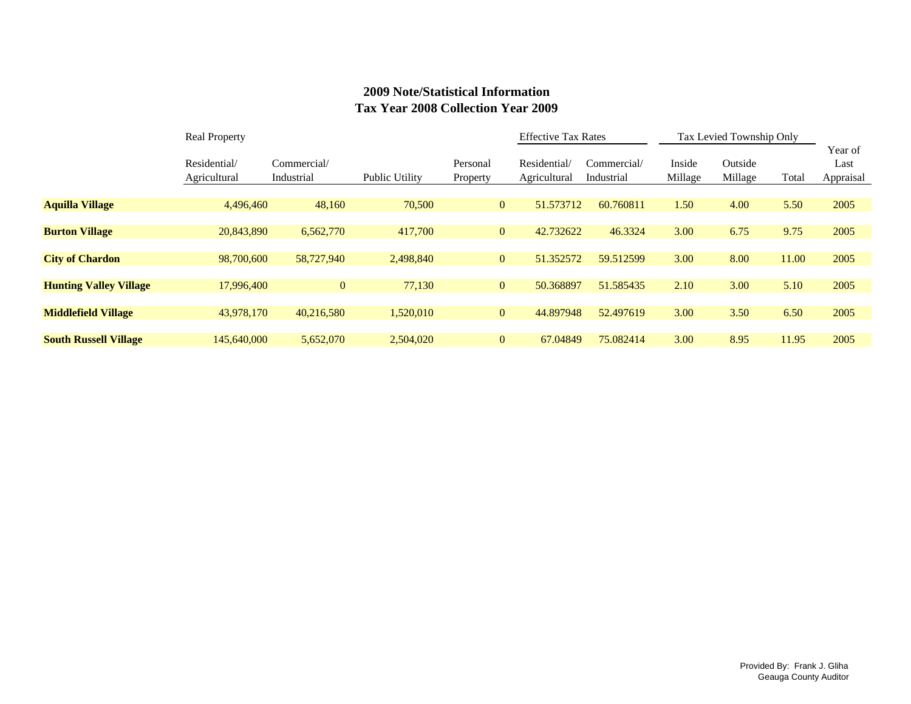## 2009 Note/Statistical Information
## Tax Year 2008 Collection Year 2009

| | Real Property | | | | Effective Tax Rates | | Tax Levied Township Only | | | |
|---|---|---|---|---|---|---|---|---|---|---|
| | Residential/ Agricultural | Commercial/ Industrial | Public Utility | Personal Property | Residential/ Agricultural | Commercial/ Industrial | Inside Millage | Outside Millage | Total | Year of Last Appraisal |
| **Aquilla Village** | 4,496,460 | 48,160 | 70,500 | 0 | 51.573712 | 60.760811 | 1.50 | 4.00 | 5.50 | 2005 |
| **Burton Village** | 20,843,890 | 6,562,770 | 417,700 | 0 | 42.732622 | 46.3324 | 3.00 | 6.75 | 9.75 | 2005 |
| **City of Chardon** | 98,700,600 | 58,727,940 | 2,498,840 | 0 | 51.352572 | 59.512599 | 3.00 | 8.00 | 11.00 | 2005 |
| **Hunting Valley Village** | 17,996,400 | 0 | 77,130 | 0 | 50.368897 | 51.585435 | 2.10 | 3.00 | 5.10 | 2005 |
| **Middlefield Village** | 43,978,170 | 40,216,580 | 1,520,010 | 0 | 44.897948 | 52.497619 | 3.00 | 3.50 | 6.50 | 2005 |
| **South Russell Village** | 145,640,000 | 5,652,070 | 2,504,020 | 0 | 67.04849 | 75.082414 | 3.00 | 8.95 | 11.95 | 2005 |

Provided By: Frank J. Gliha
Geauga County Auditor